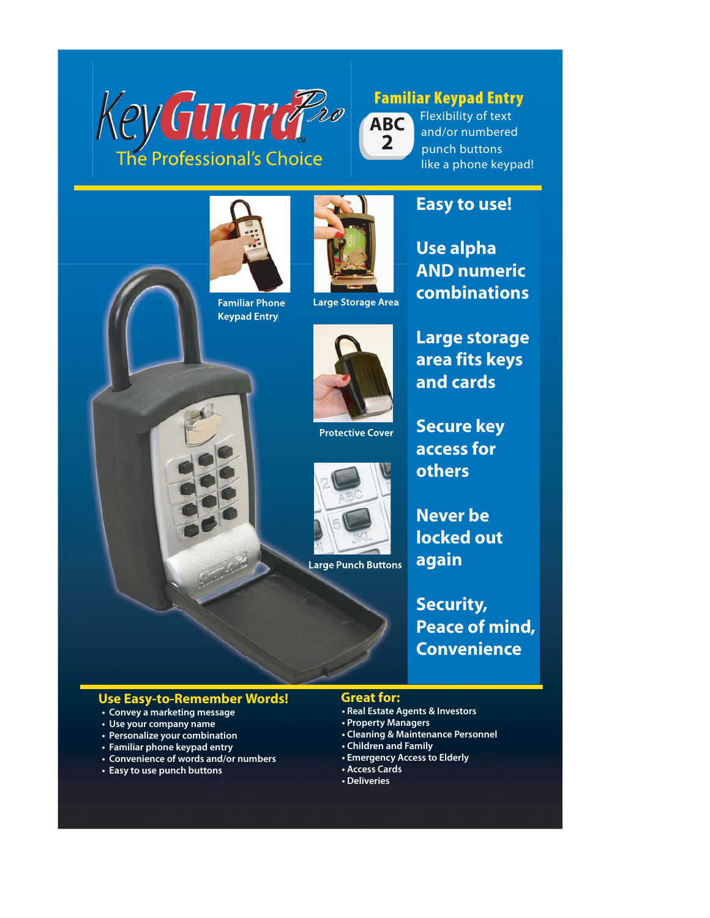# KeyGuard Pro™

The Professional's Choice

## Familiar Keypad Entry

ABC 2

Flexibility of text and/or numbered punch buttons like a phone keypad!

Familiar Phone Keypad Entry

Large Storage Area

Protective Cover

Large Punch Buttons

## Easy to use!

## Use alpha AND numeric combinations

## Large storage area fits keys and cards

## Secure key access for others

## Never be locked out again

## Security, Peace of mind, Convenience

## Use Easy-to-Remember Words!

- Convey a marketing message
- Use your company name
- Personalize your combination
- Familiar phone keypad entry
- Convenience of words and/or numbers
- Easy to use punch buttons

## Great for:

- Real Estate Agents & Investors
- Property Managers
- Cleaning & Maintenance Personnel
- Children and Family
- Emergency Access to Elderly
- Access Cards
- Deliveries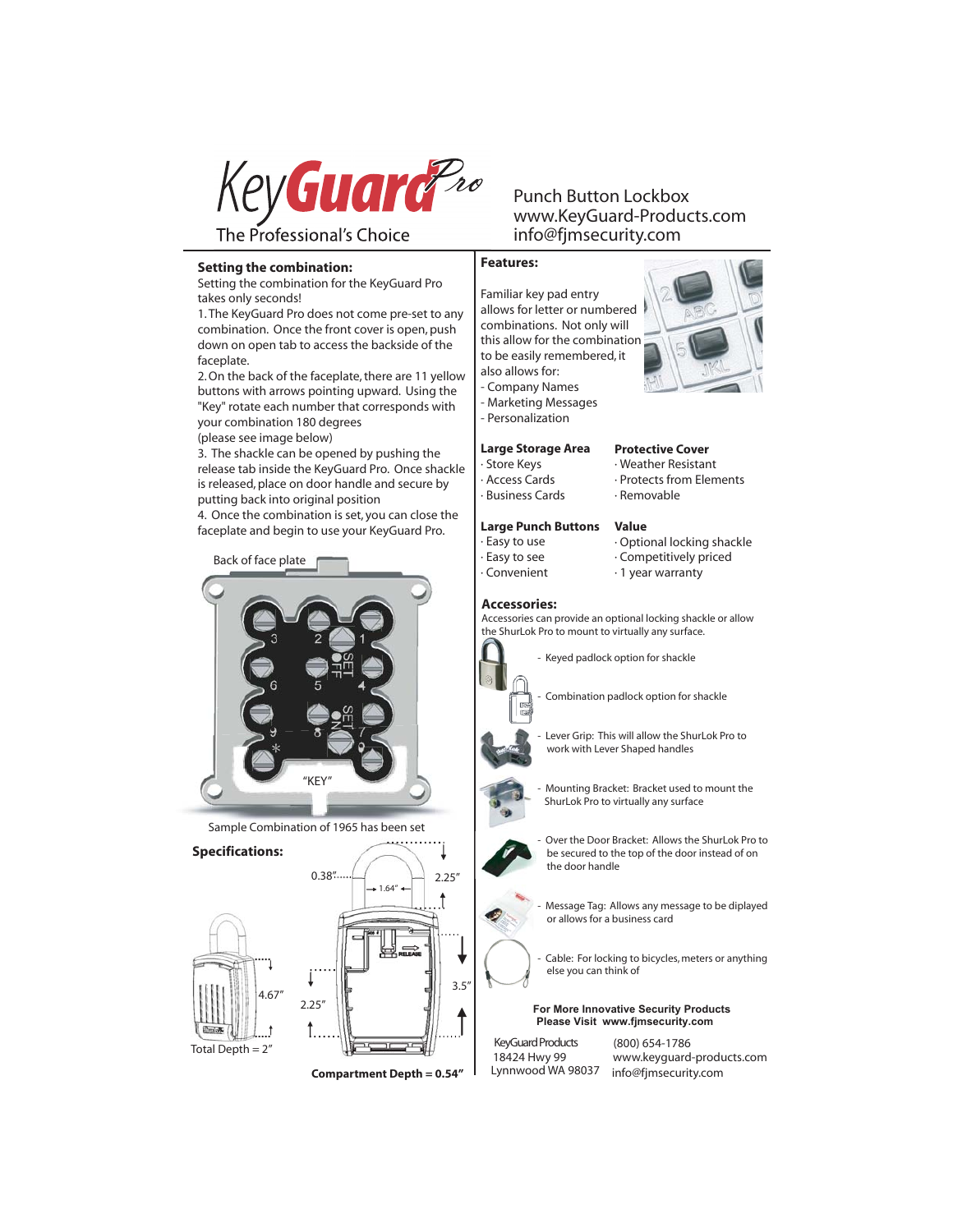# KeyGuard Pro

The Professional's Choice

Punch Button Lockbox
www.KeyGuard-Products.com
info@fjmsecurity.com

## Setting the combination:

Setting the combination for the KeyGuard Pro takes only seconds!

1. The KeyGuard Pro does not come pre-set to any combination. Once the front cover is open, push down on open tab to access the backside of the faceplate.
2. On the back of the faceplate, there are 11 yellow buttons with arrows pointing upward. Using the "Key" rotate each number that corresponds with your combination 180 degrees (please see image below)
3. The shackle can be opened by pushing the release tab inside the KeyGuard Pro. Once shackle is released, place on door handle and secure by putting back into original position
4. Once the combination is set, you can close the faceplate and begin to use your KeyGuard Pro.

Back of face plate

3 2 1 SET OFF 6 5 4 SET ON 9 8 7 * "KEY"

Sample Combination of 1965 has been set

## Specifications:

0.38" 1.64" 2.25" 4.67" 2.25" 3.5" RELEASE

Total Depth = 2"

**Compartment Depth = 0.54"**

## Features:

Familiar key pad entry allows for letter or numbered combinations. Not only will this allow for the combination to be easily remembered, it also allows for:

- Company Names
- Marketing Messages
- Personalization

**Large Storage Area**
· Store Keys
· Access Cards
· Business Cards

**Protective Cover**
· Weather Resistant
· Protects from Elements
· Removable

**Large Punch Buttons**
· Easy to use
· Easy to see
· Convenient

**Value**
· Optional locking shackle
· Competitively priced
· 1 year warranty

## Accessories:

Accessories can provide an optional locking shackle or allow the ShurLok Pro to mount to virtually any surface.

- Keyed padlock option for shackle
- Combination padlock option for shackle
- Lever Grip: This will allow the ShurLok Pro to work with Lever Shaped handles
- Mounting Bracket: Bracket used to mount the ShurLok Pro to virtually any surface
- Over the Door Bracket: Allows the ShurLok Pro to be secured to the top of the door instead of on the door handle
- Message Tag: Allows any message to be diplayed or allows for a business card
- Cable: For locking to bicycles, meters or anything else you can think of

**For More Innovative Security Products**
**Please Visit www.fjmsecurity.com**

KeyGuard Products
18424 Hwy 99
Lynnwood WA 98037

(800) 654-1786
www.keyguard-products.com
info@fjmsecurity.com